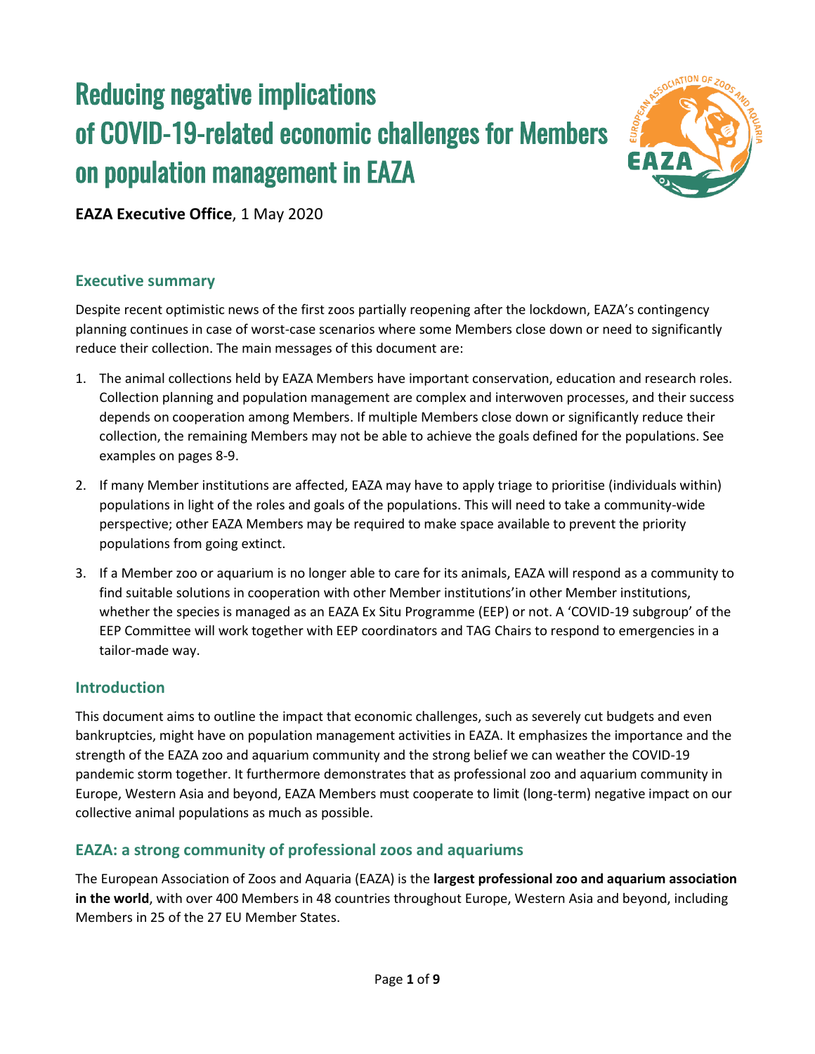# Reducing negative implications of COVID-19-related economic challenges for Members on population management in EAZA

**EAZA Executive Office**, 1 May 2020

## Executive summary

Despite recent optimistic news of the first zoos partially reopening after the lockdown, EAZA's contingency planning continues in case of worst-case scenarios where some Members close down or need to significantly reduce their collection. The main messages of this document are:

1. The animal collections held by EAZA Members have important conservation, education and research roles. Collection planning and population management are complex and interwoven processes, and their success depends on cooperation among Members. If multiple Members close down or significantly reduce their collection, the remaining Members may not be able to achieve the goals defined for the populations. See examples on pages 8-9.
2. If many Member institutions are affected, EAZA may have to apply triage to prioritise (individuals within) populations in light of the roles and goals of the populations. This will need to take a community-wide perspective; other EAZA Members may be required to make space available to prevent the priority populations from going extinct.
3. If a Member zoo or aquarium is no longer able to care for its animals, EAZA will respond as a community to find suitable solutions in cooperation with other Member institutions'in other Member institutions, whether the species is managed as an EAZA Ex Situ Programme (EEP) or not. A 'COVID-19 subgroup' of the EEP Committee will work together with EEP coordinators and TAG Chairs to respond to emergencies in a tailor-made way.

## Introduction

This document aims to outline the impact that economic challenges, such as severely cut budgets and even bankruptcies, might have on population management activities in EAZA. It emphasizes the importance and the strength of the EAZA zoo and aquarium community and the strong belief we can weather the COVID-19 pandemic storm together. It furthermore demonstrates that as professional zoo and aquarium community in Europe, Western Asia and beyond, EAZA Members must cooperate to limit (long-term) negative impact on our collective animal populations as much as possible.

## EAZA: a strong community of professional zoos and aquariums

The European Association of Zoos and Aquaria (EAZA) is the **largest professional zoo and aquarium association in the world**, with over 400 Members in 48 countries throughout Europe, Western Asia and beyond, including Members in 25 of the 27 EU Member States.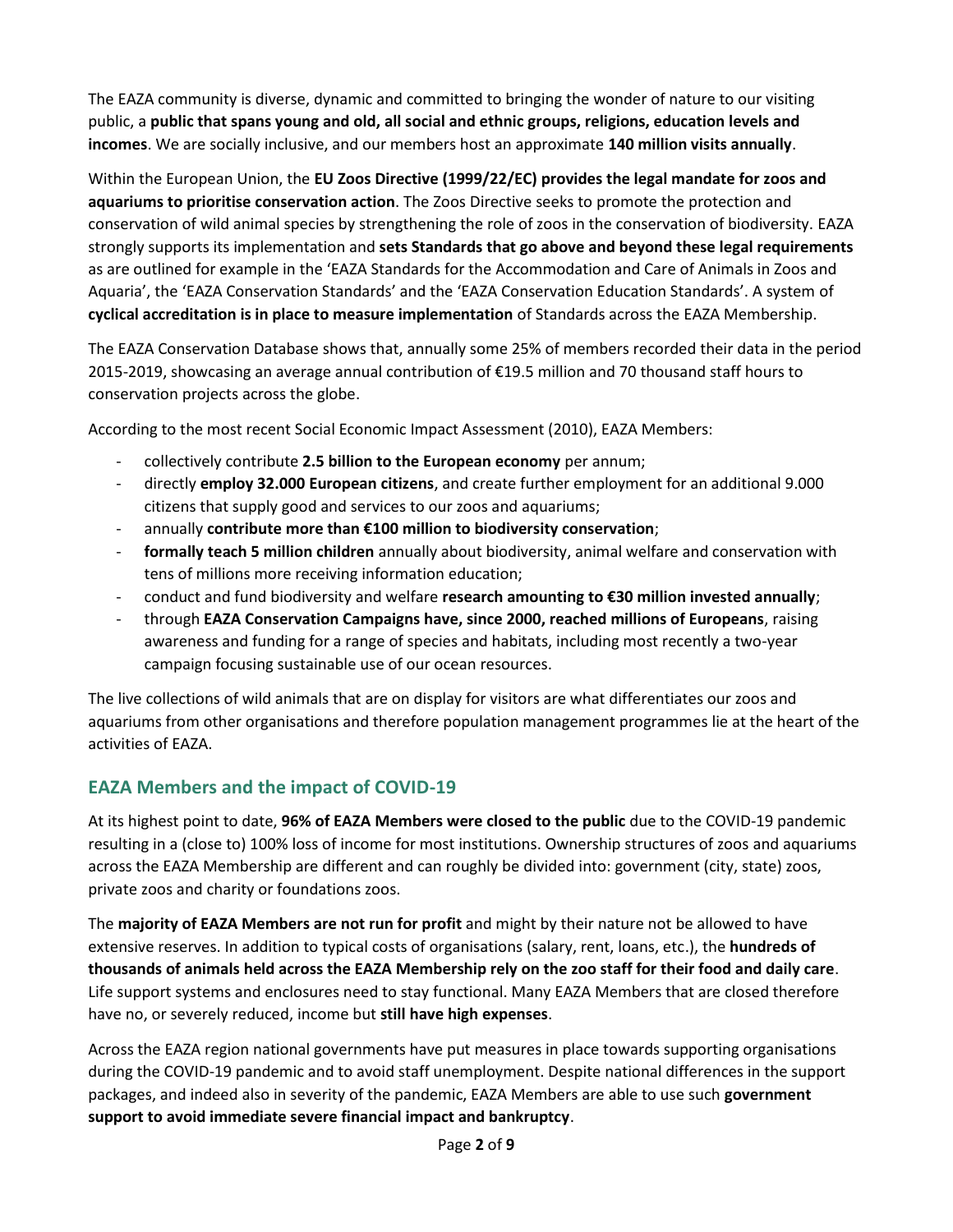The EAZA community is diverse, dynamic and committed to bringing the wonder of nature to our visiting public, a **public that spans young and old, all social and ethnic groups, religions, education levels and incomes**. We are socially inclusive, and our members host an approximate **140 million visits annually**.

Within the European Union, the **EU Zoos Directive (1999/22/EC) provides the legal mandate for zoos and aquariums to prioritise conservation action**. The Zoos Directive seeks to promote the protection and conservation of wild animal species by strengthening the role of zoos in the conservation of biodiversity. EAZA strongly supports its implementation and **sets Standards that go above and beyond these legal requirements** as are outlined for example in the 'EAZA Standards for the Accommodation and Care of Animals in Zoos and Aquaria', the 'EAZA Conservation Standards' and the 'EAZA Conservation Education Standards'. A system of **cyclical accreditation is in place to measure implementation** of Standards across the EAZA Membership.

The EAZA Conservation Database shows that, annually some 25% of members recorded their data in the period 2015-2019, showcasing an average annual contribution of €19.5 million and 70 thousand staff hours to conservation projects across the globe.

According to the most recent Social Economic Impact Assessment (2010), EAZA Members:

- collectively contribute **2.5 billion to the European economy** per annum;
- directly **employ 32.000 European citizens**, and create further employment for an additional 9.000 citizens that supply good and services to our zoos and aquariums;
- annually **contribute more than €100 million to biodiversity conservation**;
- **formally teach 5 million children** annually about biodiversity, animal welfare and conservation with tens of millions more receiving information education;
- conduct and fund biodiversity and welfare **research amounting to €30 million invested annually**;
- through **EAZA Conservation Campaigns have, since 2000, reached millions of Europeans**, raising awareness and funding for a range of species and habitats, including most recently a two-year campaign focusing sustainable use of our ocean resources.

The live collections of wild animals that are on display for visitors are what differentiates our zoos and aquariums from other organisations and therefore population management programmes lie at the heart of the activities of EAZA.

## EAZA Members and the impact of COVID-19

At its highest point to date, **96% of EAZA Members were closed to the public** due to the COVID-19 pandemic resulting in a (close to) 100% loss of income for most institutions. Ownership structures of zoos and aquariums across the EAZA Membership are different and can roughly be divided into: government (city, state) zoos, private zoos and charity or foundations zoos.

The **majority of EAZA Members are not run for profit** and might by their nature not be allowed to have extensive reserves. In addition to typical costs of organisations (salary, rent, loans, etc.), the **hundreds of thousands of animals held across the EAZA Membership rely on the zoo staff for their food and daily care**. Life support systems and enclosures need to stay functional. Many EAZA Members that are closed therefore have no, or severely reduced, income but **still have high expenses**.

Across the EAZA region national governments have put measures in place towards supporting organisations during the COVID-19 pandemic and to avoid staff unemployment. Despite national differences in the support packages, and indeed also in severity of the pandemic, EAZA Members are able to use such **government support to avoid immediate severe financial impact and bankruptcy**.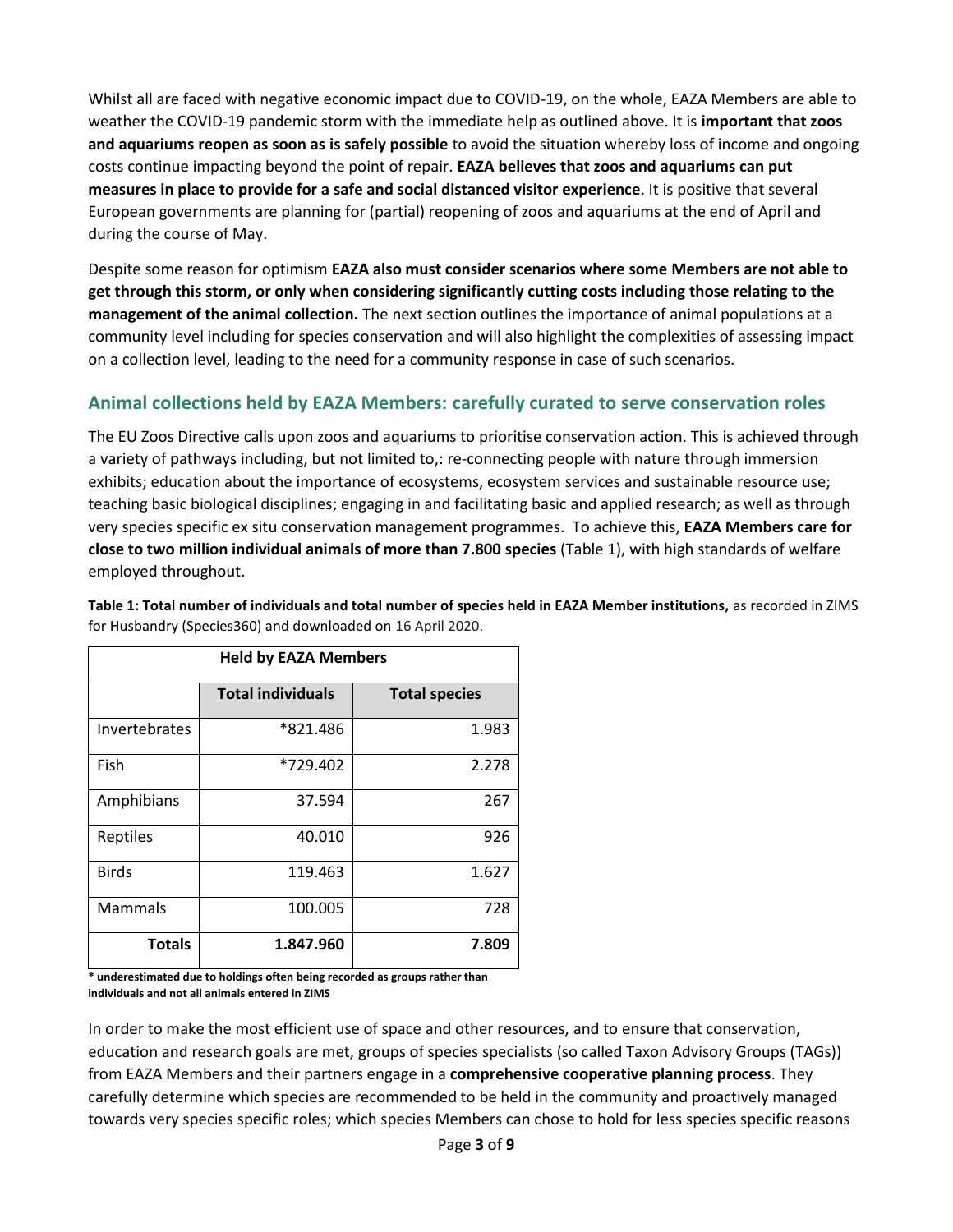Whilst all are faced with negative economic impact due to COVID-19, on the whole, EAZA Members are able to weather the COVID-19 pandemic storm with the immediate help as outlined above. It is **important that zoos and aquariums reopen as soon as is safely possible** to avoid the situation whereby loss of income and ongoing costs continue impacting beyond the point of repair. **EAZA believes that zoos and aquariums can put measures in place to provide for a safe and social distanced visitor experience**. It is positive that several European governments are planning for (partial) reopening of zoos and aquariums at the end of April and during the course of May.

Despite some reason for optimism **EAZA also must consider scenarios where some Members are not able to get through this storm, or only when considering significantly cutting costs including those relating to the management of the animal collection.** The next section outlines the importance of animal populations at a community level including for species conservation and will also highlight the complexities of assessing impact on a collection level, leading to the need for a community response in case of such scenarios.

## Animal collections held by EAZA Members: carefully curated to serve conservation roles

The EU Zoos Directive calls upon zoos and aquariums to prioritise conservation action. This is achieved through a variety of pathways including, but not limited to,: re-connecting people with nature through immersion exhibits; education about the importance of ecosystems, ecosystem services and sustainable resource use; teaching basic biological disciplines; engaging in and facilitating basic and applied research; as well as through very species specific ex situ conservation management programmes. To achieve this, **EAZA Members care for close to two million individual animals of more than 7.800 species** (Table 1), with high standards of welfare employed throughout.

**Table 1: Total number of individuals and total number of species held in EAZA Member institutions,** as recorded in ZIMS for Husbandry (Species360) and downloaded on 16 April 2020.

| Held by EAZA Members | | |
|---|---|---|
| | **Total individuals** | **Total species** |
| Invertebrates | *821.486 | 1.983 |
| Fish | *729.402 | 2.278 |
| Amphibians | 37.594 | 267 |
| Reptiles | 40.010 | 926 |
| Birds | 119.463 | 1.627 |
| Mammals | 100.005 | 728 |
| **Totals** | **1.847.960** | **7.809** |

**\* underestimated due to holdings often being recorded as groups rather than individuals and not all animals entered in ZIMS**

In order to make the most efficient use of space and other resources, and to ensure that conservation, education and research goals are met, groups of species specialists (so called Taxon Advisory Groups (TAGs)) from EAZA Members and their partners engage in a **comprehensive cooperative planning process**. They carefully determine which species are recommended to be held in the community and proactively managed towards very species specific roles; which species Members can chose to hold for less species specific reasons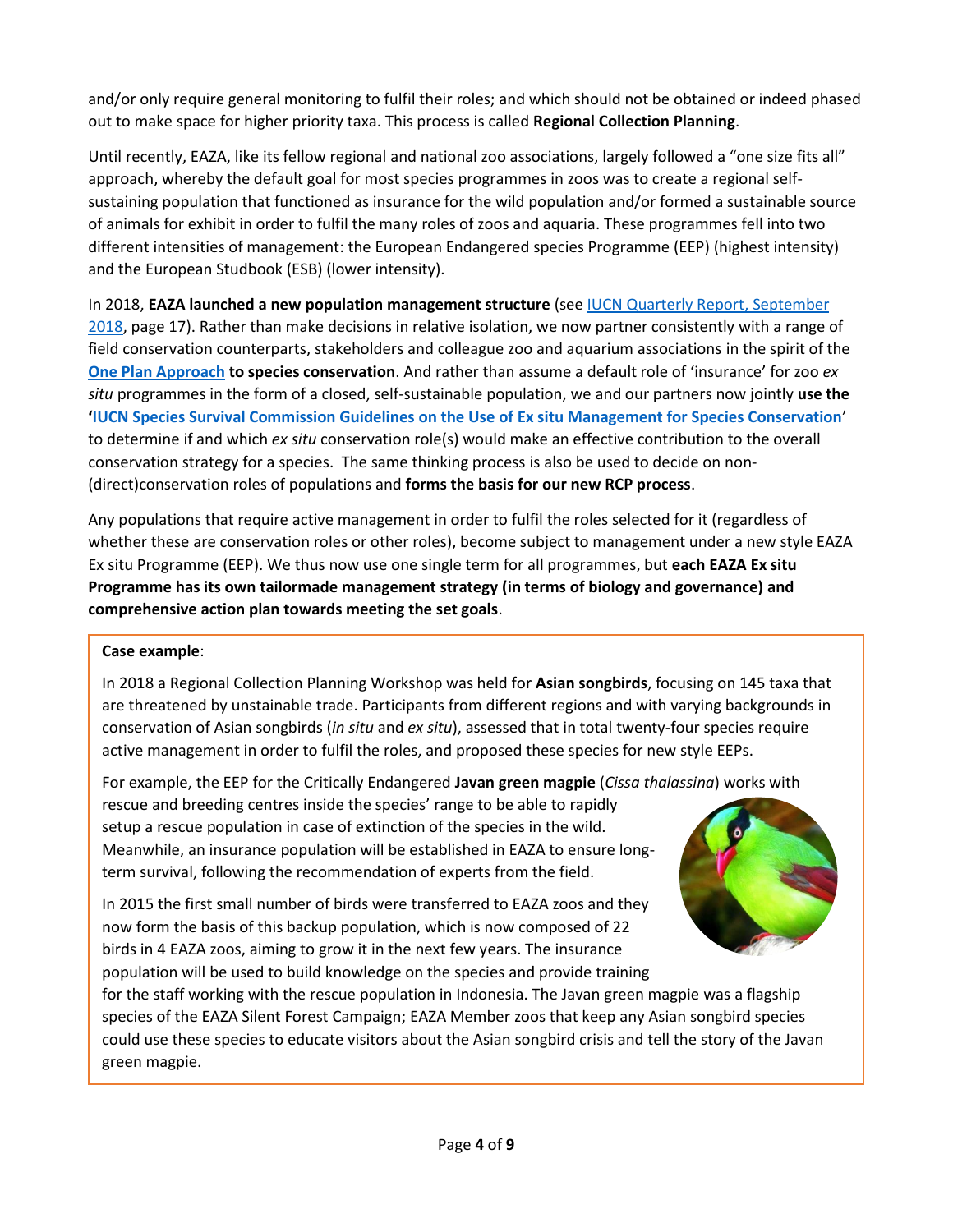and/or only require general monitoring to fulfil their roles; and which should not be obtained or indeed phased out to make space for higher priority taxa. This process is called **Regional Collection Planning**.

Until recently, EAZA, like its fellow regional and national zoo associations, largely followed a "one size fits all" approach, whereby the default goal for most species programmes in zoos was to create a regional self-sustaining population that functioned as insurance for the wild population and/or formed a sustainable source of animals for exhibit in order to fulfil the many roles of zoos and aquaria. These programmes fell into two different intensities of management: the European Endangered species Programme (EEP) (highest intensity) and the European Studbook (ESB) (lower intensity).

In 2018, **EAZA launched a new population management structure** (see IUCN Quarterly Report, September 2018, page 17). Rather than make decisions in relative isolation, we now partner consistently with a range of field conservation counterparts, stakeholders and colleague zoo and aquarium associations in the spirit of the **One Plan Approach to species conservation**. And rather than assume a default role of 'insurance' for zoo *ex situ* programmes in the form of a closed, self-sustainable population, we and our partners now jointly **use the 'IUCN Species Survival Commission Guidelines on the Use of Ex situ Management for Species Conservation'** to determine if and which *ex situ* conservation role(s) would make an effective contribution to the overall conservation strategy for a species. The same thinking process is also be used to decide on non-(direct)conservation roles of populations and **forms the basis for our new RCP process**.

Any populations that require active management in order to fulfil the roles selected for it (regardless of whether these are conservation roles or other roles), become subject to management under a new style EAZA Ex situ Programme (EEP). We thus now use one single term for all programmes, but **each EAZA Ex situ Programme has its own tailormade management strategy (in terms of biology and governance) and comprehensive action plan towards meeting the set goals**.

**Case example**:

In 2018 a Regional Collection Planning Workshop was held for **Asian songbirds**, focusing on 145 taxa that are threatened by unstainable trade. Participants from different regions and with varying backgrounds in conservation of Asian songbirds (*in situ* and *ex situ*), assessed that in total twenty-four species require active management in order to fulfil the roles, and proposed these species for new style EEPs.

For example, the EEP for the Critically Endangered **Javan green magpie** (*Cissa thalassina*) works with rescue and breeding centres inside the species' range to be able to rapidly setup a rescue population in case of extinction of the species in the wild. Meanwhile, an insurance population will be established in EAZA to ensure long-term survival, following the recommendation of experts from the field.

In 2015 the first small number of birds were transferred to EAZA zoos and they now form the basis of this backup population, which is now composed of 22 birds in 4 EAZA zoos, aiming to grow it in the next few years. The insurance population will be used to build knowledge on the species and provide training for the staff working with the rescue population in Indonesia. The Javan green magpie was a flagship species of the EAZA Silent Forest Campaign; EAZA Member zoos that keep any Asian songbird species could use these species to educate visitors about the Asian songbird crisis and tell the story of the Javan green magpie.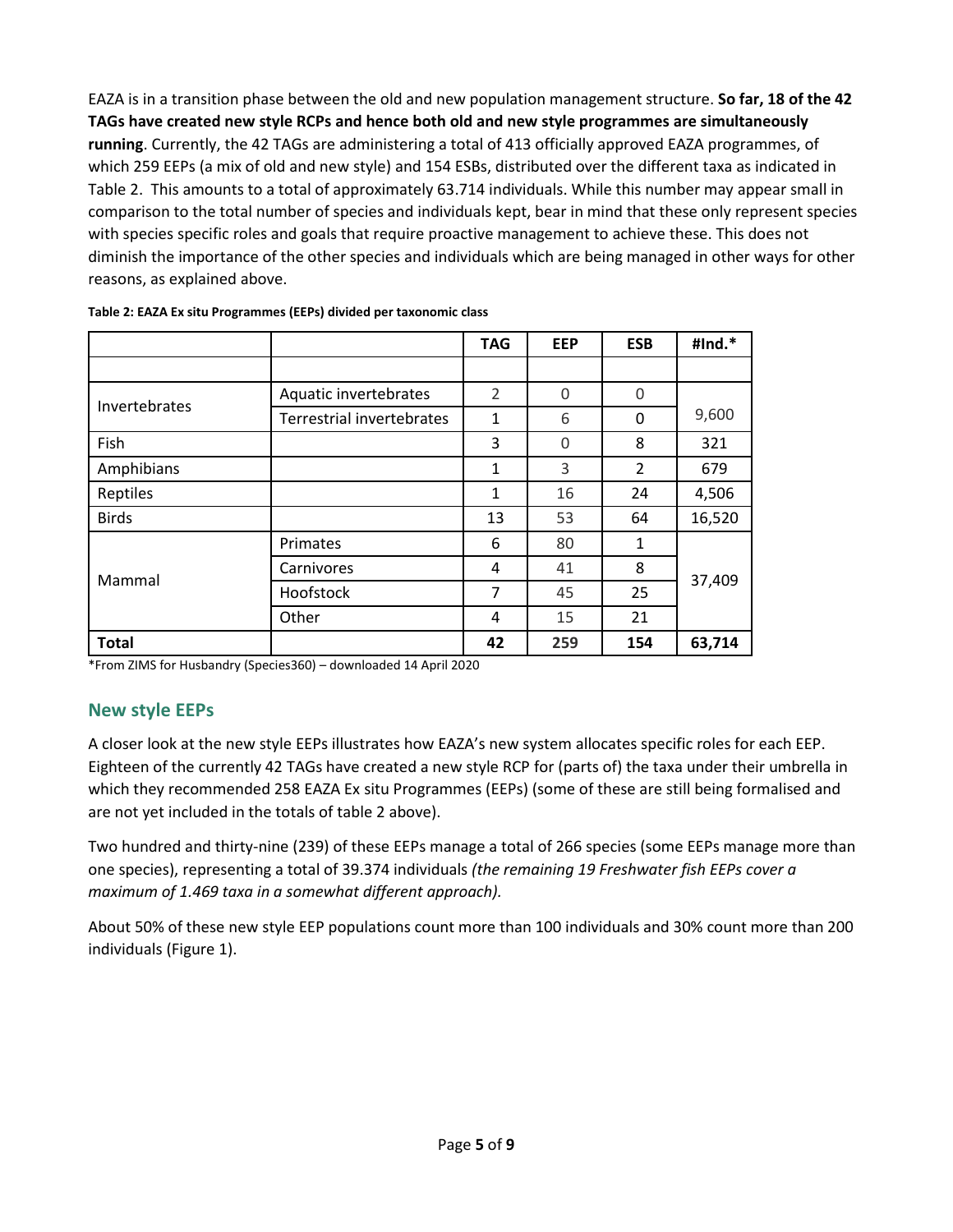EAZA is in a transition phase between the old and new population management structure. **So far, 18 of the 42 TAGs have created new style RCPs and hence both old and new style programmes are simultaneously running**. Currently, the 42 TAGs are administering a total of 413 officially approved EAZA programmes, of which 259 EEPs (a mix of old and new style) and 154 ESBs, distributed over the different taxa as indicated in Table 2. This amounts to a total of approximately 63.714 individuals. While this number may appear small in comparison to the total number of species and individuals kept, bear in mind that these only represent species with species specific roles and goals that require proactive management to achieve these. This does not diminish the importance of the other species and individuals which are being managed in other ways for other reasons, as explained above.

**Table 2: EAZA Ex situ Programmes (EEPs) divided per taxonomic class**

| | | TAG | EEP | ESB | #Ind.* |
|---|---|---|---|---|---|
| | | | | | |
| Invertebrates | Aquatic invertebrates | 2 | 0 | 0 | 9,600 |
| | Terrestrial invertebrates | 1 | 6 | 0 | |
| Fish | | 3 | 0 | 8 | 321 |
| Amphibians | | 1 | 3 | 2 | 679 |
| Reptiles | | 1 | 16 | 24 | 4,506 |
| Birds | | 13 | 53 | 64 | 16,520 |
| Mammal | Primates | 6 | 80 | 1 | 37,409 |
| | Carnivores | 4 | 41 | 8 | |
| | Hoofstock | 7 | 45 | 25 | |
| | Other | 4 | 15 | 21 | |
| **Total** | | **42** | **259** | **154** | **63,714** |

*From ZIMS for Husbandry (Species360) – downloaded 14 April 2020

## New style EEPs

A closer look at the new style EEPs illustrates how EAZA's new system allocates specific roles for each EEP. Eighteen of the currently 42 TAGs have created a new style RCP for (parts of) the taxa under their umbrella in which they recommended 258 EAZA Ex situ Programmes (EEPs) (some of these are still being formalised and are not yet included in the totals of table 2 above).

Two hundred and thirty-nine (239) of these EEPs manage a total of 266 species (some EEPs manage more than one species), representing a total of 39.374 individuals *(the remaining 19 Freshwater fish EEPs cover a maximum of 1.469 taxa in a somewhat different approach).*

About 50% of these new style EEP populations count more than 100 individuals and 30% count more than 200 individuals (Figure 1).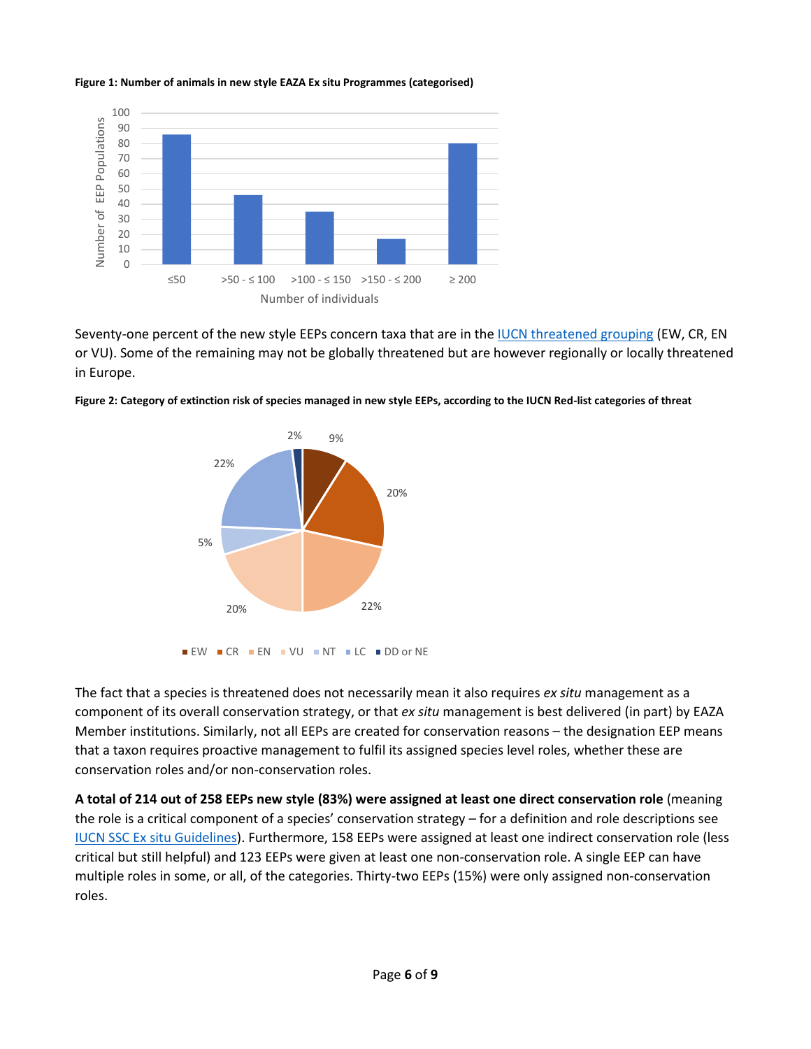**Figure 1: Number of animals in new style EAZA Ex situ Programmes (categorised)**

Seventy-one percent of the new style EEPs concern taxa that are in the [IUCN threatened grouping](IUCN threatened grouping) (EW, CR, EN or VU). Some of the remaining may not be globally threatened but are however regionally or locally threatened in Europe.

**Figure 2: Category of extinction risk of species managed in new style EEPs, according to the IUCN Red-list categories of threat**

The fact that a species is threatened does not necessarily mean it also requires *ex situ* management as a component of its overall conservation strategy, or that *ex situ* management is best delivered (in part) by EAZA Member institutions. Similarly, not all EEPs are created for conservation reasons – the designation EEP means that a taxon requires proactive management to fulfil its assigned species level roles, whether these are conservation roles and/or non-conservation roles.

**A total of 214 out of 258 EEPs new style (83%) were assigned at least one direct conservation role** (meaning the role is a critical component of a species' conservation strategy – for a definition and role descriptions see IUCN SSC Ex situ Guidelines). Furthermore, 158 EEPs were assigned at least one indirect conservation role (less critical but still helpful) and 123 EEPs were given at least one non-conservation role. A single EEP can have multiple roles in some, or all, of the categories. Thirty-two EEPs (15%) were only assigned non-conservation roles.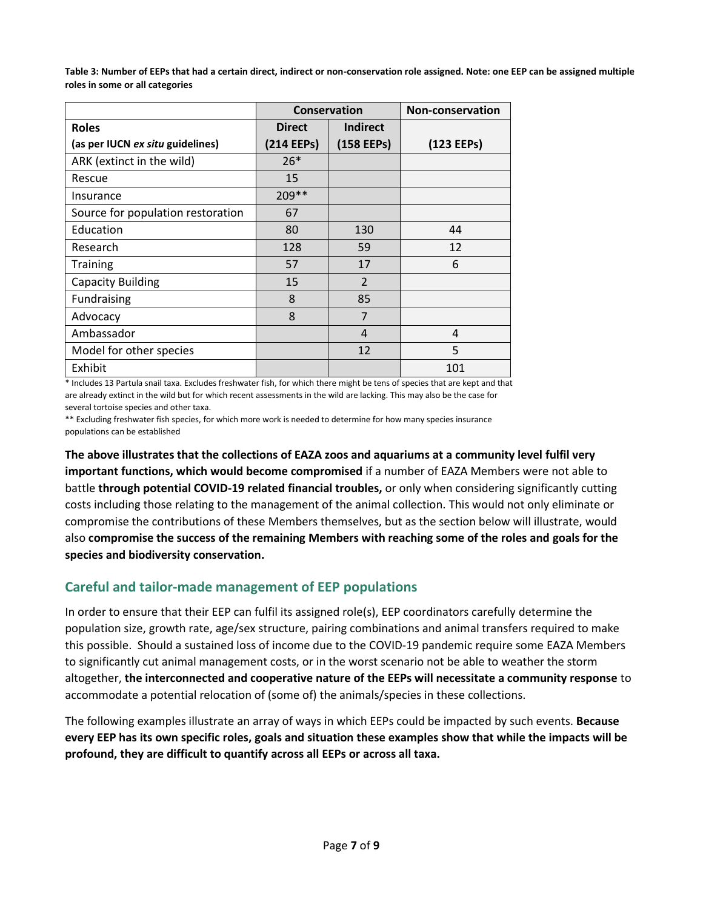**Table 3: Number of EEPs that had a certain direct, indirect or non-conservation role assigned. Note: one EEP can be assigned multiple roles in some or all categories**

| | Conservation | | Non-conservation |
|---|---|---|---|
| **Roles (as per IUCN *ex situ* guidelines)** | **Direct (214 EEPs)** | **Indirect (158 EEPs)** | **(123 EEPs)** |
| ARK (extinct in the wild) | 26* | | |
| Rescue | 15 | | |
| Insurance | 209** | | |
| Source for population restoration | 67 | | |
| Education | 80 | 130 | 44 |
| Research | 128 | 59 | 12 |
| Training | 57 | 17 | 6 |
| Capacity Building | 15 | 2 | |
| Fundraising | 8 | 85 | |
| Advocacy | 8 | 7 | |
| Ambassador | | 4 | 4 |
| Model for other species | | 12 | 5 |
| Exhibit | | | 101 |

* Includes 13 Partula snail taxa. Excludes freshwater fish, for which there might be tens of species that are kept and that are already extinct in the wild but for which recent assessments in the wild are lacking. This may also be the case for several tortoise species and other taxa.

** Excluding freshwater fish species, for which more work is needed to determine for how many species insurance populations can be established

**The above illustrates that the collections of EAZA zoos and aquariums at a community level fulfil very important functions, which would become compromised** if a number of EAZA Members were not able to battle **through potential COVID-19 related financial troubles,** or only when considering significantly cutting costs including those relating to the management of the animal collection. This would not only eliminate or compromise the contributions of these Members themselves, but as the section below will illustrate, would also **compromise the success of the remaining Members with reaching some of the roles and goals for the species and biodiversity conservation.**

## Careful and tailor-made management of EEP populations

In order to ensure that their EEP can fulfil its assigned role(s), EEP coordinators carefully determine the population size, growth rate, age/sex structure, pairing combinations and animal transfers required to make this possible. Should a sustained loss of income due to the COVID-19 pandemic require some EAZA Members to significantly cut animal management costs, or in the worst scenario not be able to weather the storm altogether, **the interconnected and cooperative nature of the EEPs will necessitate a community response** to accommodate a potential relocation of (some of) the animals/species in these collections.

The following examples illustrate an array of ways in which EEPs could be impacted by such events. **Because every EEP has its own specific roles, goals and situation these examples show that while the impacts will be profound, they are difficult to quantify across all EEPs or across all taxa.**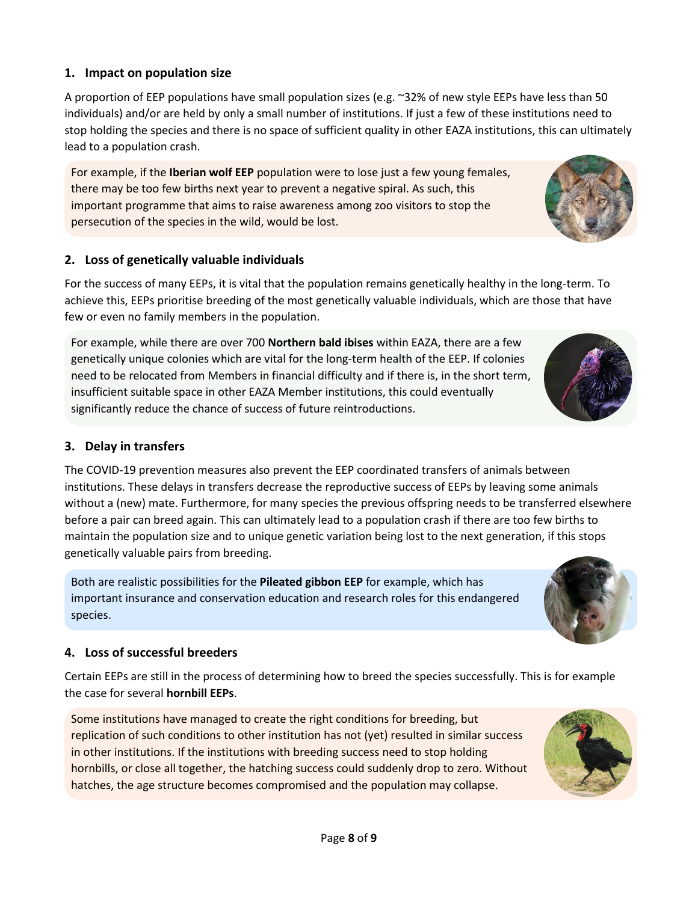## 1. Impact on population size

A proportion of EEP populations have small population sizes (e.g. ~32% of new style EEPs have less than 50 individuals) and/or are held by only a small number of institutions. If just a few of these institutions need to stop holding the species and there is no space of sufficient quality in other EAZA institutions, this can ultimately lead to a population crash.

For example, if the **Iberian wolf EEP** population were to lose just a few young females, there may be too few births next year to prevent a negative spiral. As such, this important programme that aims to raise awareness among zoo visitors to stop the persecution of the species in the wild, would be lost.

## 2. Loss of genetically valuable individuals

For the success of many EEPs, it is vital that the population remains genetically healthy in the long-term. To achieve this, EEPs prioritise breeding of the most genetically valuable individuals, which are those that have few or even no family members in the population.

For example, while there are over 700 **Northern bald ibises** within EAZA, there are a few genetically unique colonies which are vital for the long-term health of the EEP. If colonies need to be relocated from Members in financial difficulty and if there is, in the short term, insufficient suitable space in other EAZA Member institutions, this could eventually significantly reduce the chance of success of future reintroductions.

## 3. Delay in transfers

The COVID-19 prevention measures also prevent the EEP coordinated transfers of animals between institutions. These delays in transfers decrease the reproductive success of EEPs by leaving some animals without a (new) mate. Furthermore, for many species the previous offspring needs to be transferred elsewhere before a pair can breed again. This can ultimately lead to a population crash if there are too few births to maintain the population size and to unique genetic variation being lost to the next generation, if this stops genetically valuable pairs from breeding.

Both are realistic possibilities for the **Pileated gibbon EEP** for example, which has important insurance and conservation education and research roles for this endangered species.

## 4. Loss of successful breeders

Certain EEPs are still in the process of determining how to breed the species successfully. This is for example the case for several **hornbill EEPs**.

Some institutions have managed to create the right conditions for breeding, but replication of such conditions to other institution has not (yet) resulted in similar success in other institutions. If the institutions with breeding success need to stop holding hornbills, or close all together, the hatching success could suddenly drop to zero. Without hatches, the age structure becomes compromised and the population may collapse.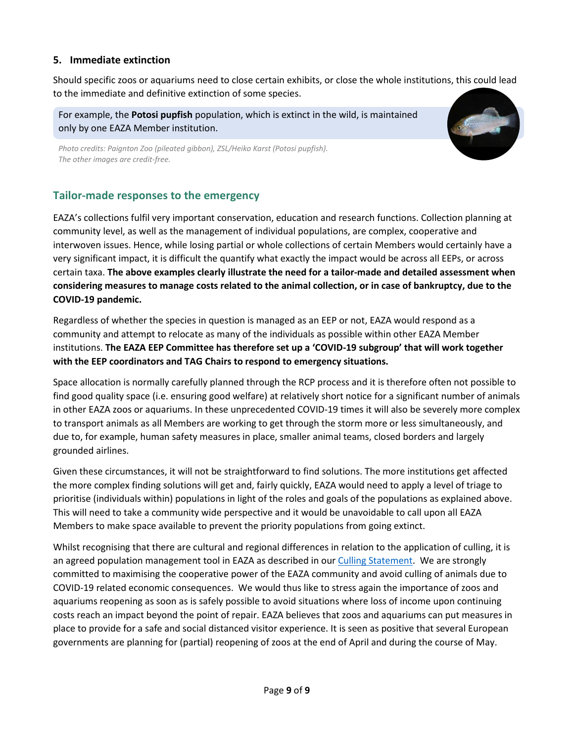### 5. Immediate extinction

Should specific zoos or aquariums need to close certain exhibits, or close the whole institutions, this could lead to the immediate and definitive extinction of some species.

For example, the **Potosi pupfish** population, which is extinct in the wild, is maintained only by one EAZA Member institution.

*Photo credits: Paignton Zoo (pileated gibbon), ZSL/Heiko Karst (Potosi pupfish). The other images are credit-free.*

## Tailor-made responses to the emergency

EAZA's collections fulfil very important conservation, education and research functions. Collection planning at community level, as well as the management of individual populations, are complex, cooperative and interwoven issues. Hence, while losing partial or whole collections of certain Members would certainly have a very significant impact, it is difficult the quantify what exactly the impact would be across all EEPs, or across certain taxa. **The above examples clearly illustrate the need for a tailor-made and detailed assessment when considering measures to manage costs related to the animal collection, or in case of bankruptcy, due to the COVID-19 pandemic.**

Regardless of whether the species in question is managed as an EEP or not, EAZA would respond as a community and attempt to relocate as many of the individuals as possible within other EAZA Member institutions. **The EAZA EEP Committee has therefore set up a 'COVID-19 subgroup' that will work together with the EEP coordinators and TAG Chairs to respond to emergency situations.**

Space allocation is normally carefully planned through the RCP process and it is therefore often not possible to find good quality space (i.e. ensuring good welfare) at relatively short notice for a significant number of animals in other EAZA zoos or aquariums. In these unprecedented COVID-19 times it will also be severely more complex to transport animals as all Members are working to get through the storm more or less simultaneously, and due to, for example, human safety measures in place, smaller animal teams, closed borders and largely grounded airlines.

Given these circumstances, it will not be straightforward to find solutions. The more institutions get affected the more complex finding solutions will get and, fairly quickly, EAZA would need to apply a level of triage to prioritise (individuals within) populations in light of the roles and goals of the populations as explained above. This will need to take a community wide perspective and it would be unavoidable to call upon all EAZA Members to make space available to prevent the priority populations from going extinct.

Whilst recognising that there are cultural and regional differences in relation to the application of culling, it is an agreed population management tool in EAZA as described in our Culling Statement. We are strongly committed to maximising the cooperative power of the EAZA community and avoid culling of animals due to COVID-19 related economic consequences. We would thus like to stress again the importance of zoos and aquariums reopening as soon as is safely possible to avoid situations where loss of income upon continuing costs reach an impact beyond the point of repair. EAZA believes that zoos and aquariums can put measures in place to provide for a safe and social distanced visitor experience. It is seen as positive that several European governments are planning for (partial) reopening of zoos at the end of April and during the course of May.